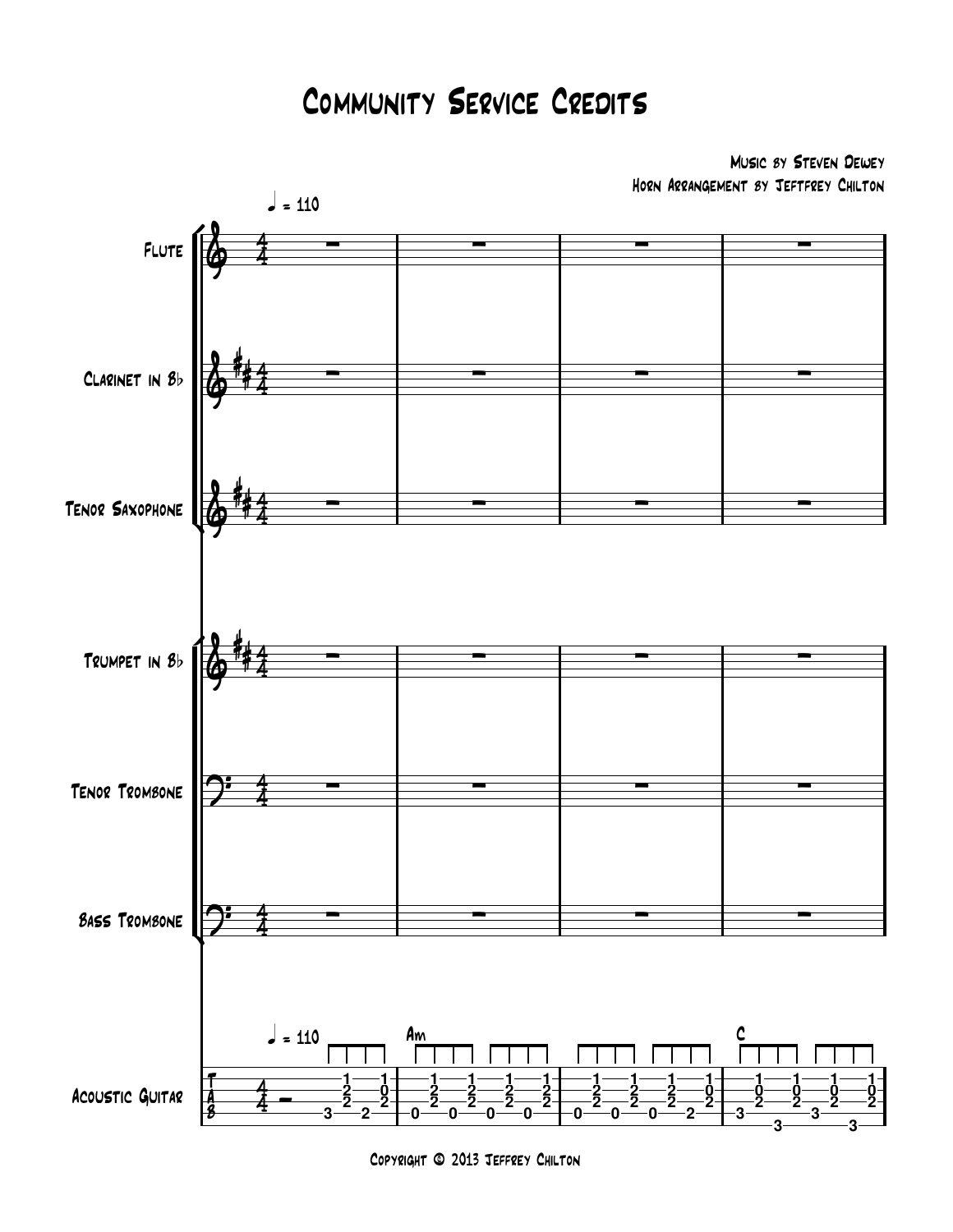# Community Service Credits

Music by Steven Dewey
Horn Arrangement by Jeftfrey Chilton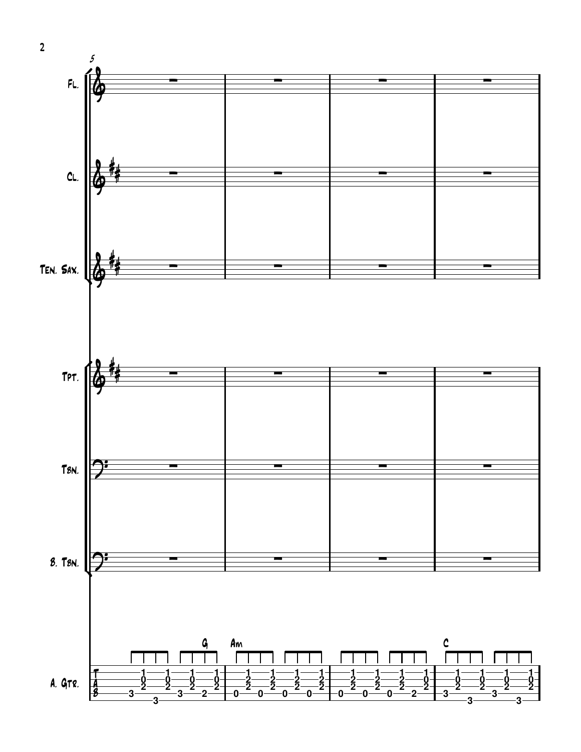5

Fl.

Cl.

Ten. Sax.

Tpt.

Tbn.

B. Tbn.

A. Gtr.

G Am C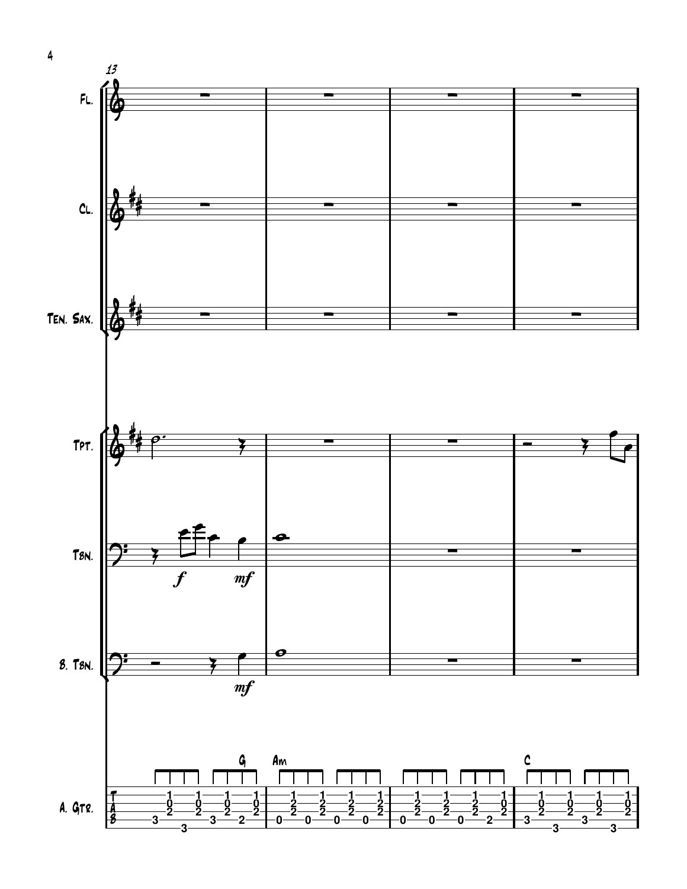13

Fl.

Cl.

Ten. Sax.

Tpt.

Tbn.

*f* *mf*

B. Tbn.

*mf*

G Am C

A. Gtr.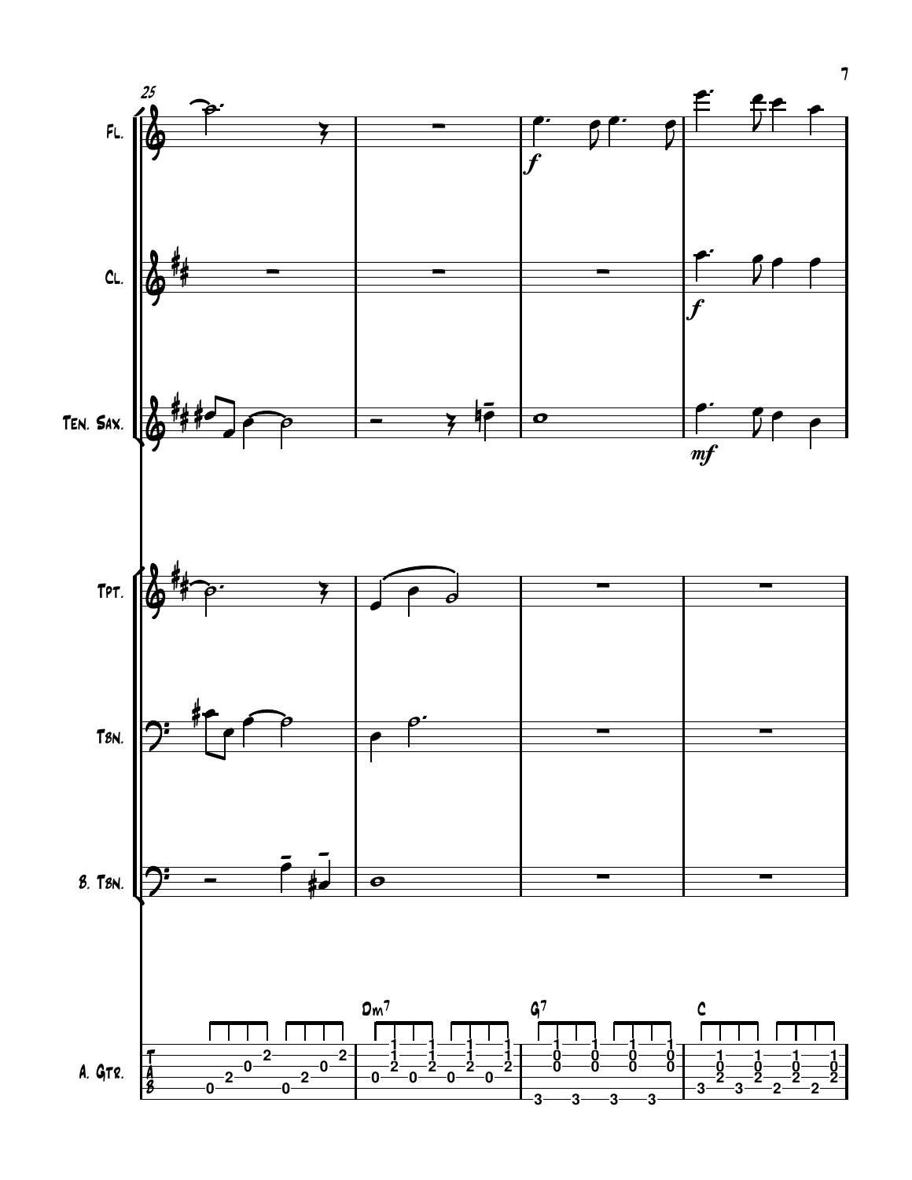Fl.

Cl.

Ten. Sax.

Tpt.

Tbn.

B. Tbn.

A. Gtr.

Dm7 G7 C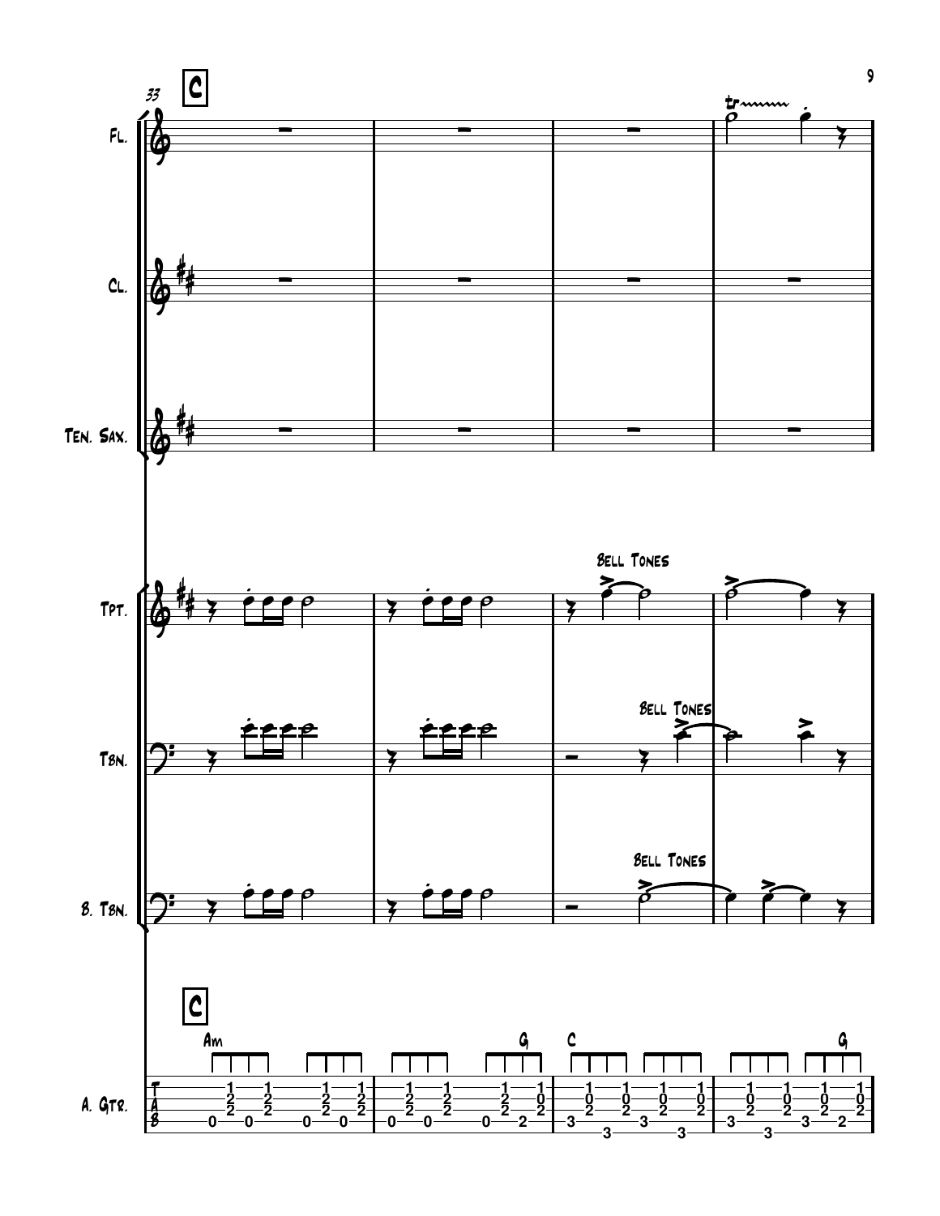**C**

Fl.

Cl.

Ten. Sax.

Tpt. — Bell Tones

Tbn. — Bell Tones

B. Tbn. — Bell Tones

**C**

Am G C G

A. Gtr.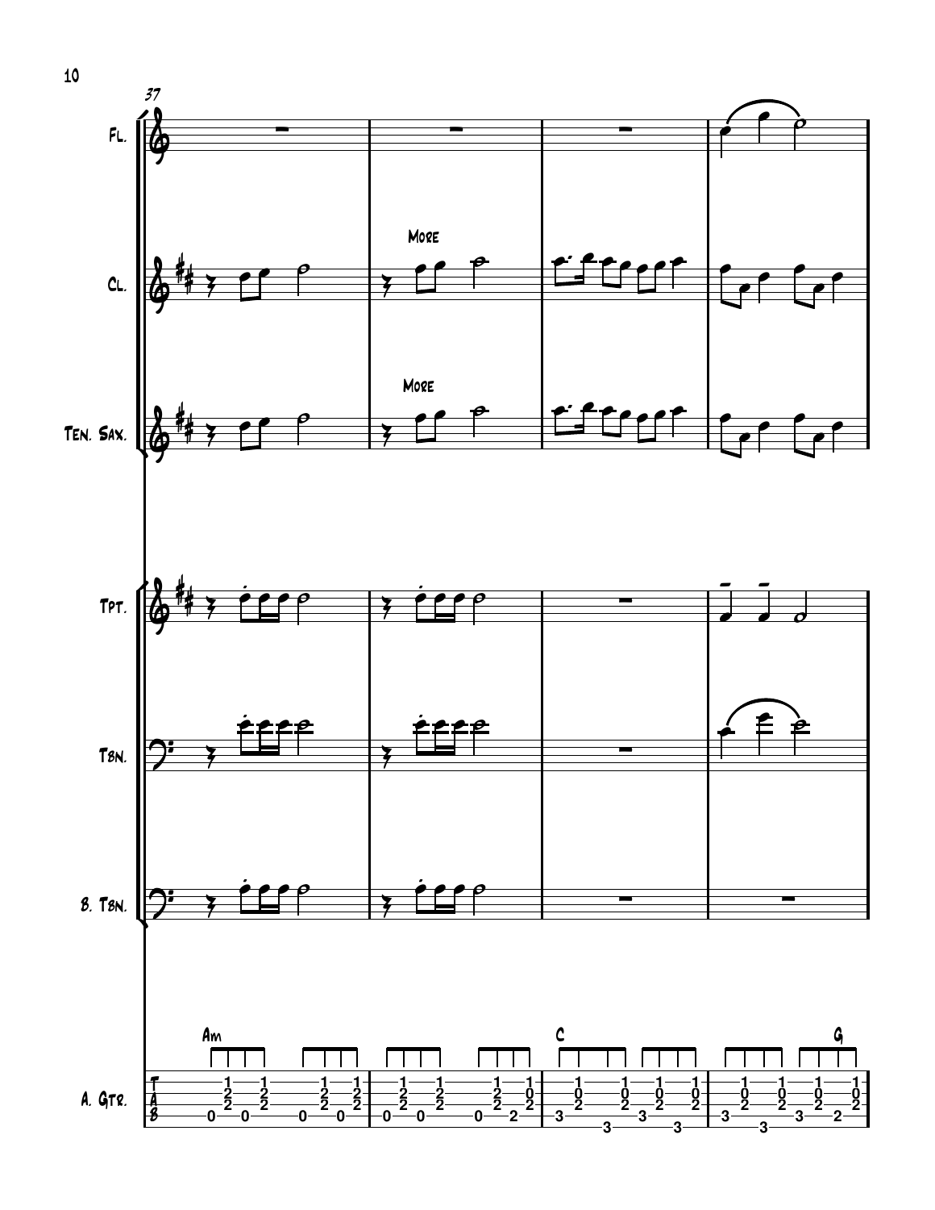37

Fl.

More

Cl.

More

Ten. Sax.

Tpt.

Tbn.

B. Tbn.

Am

C

G

A. Gtr.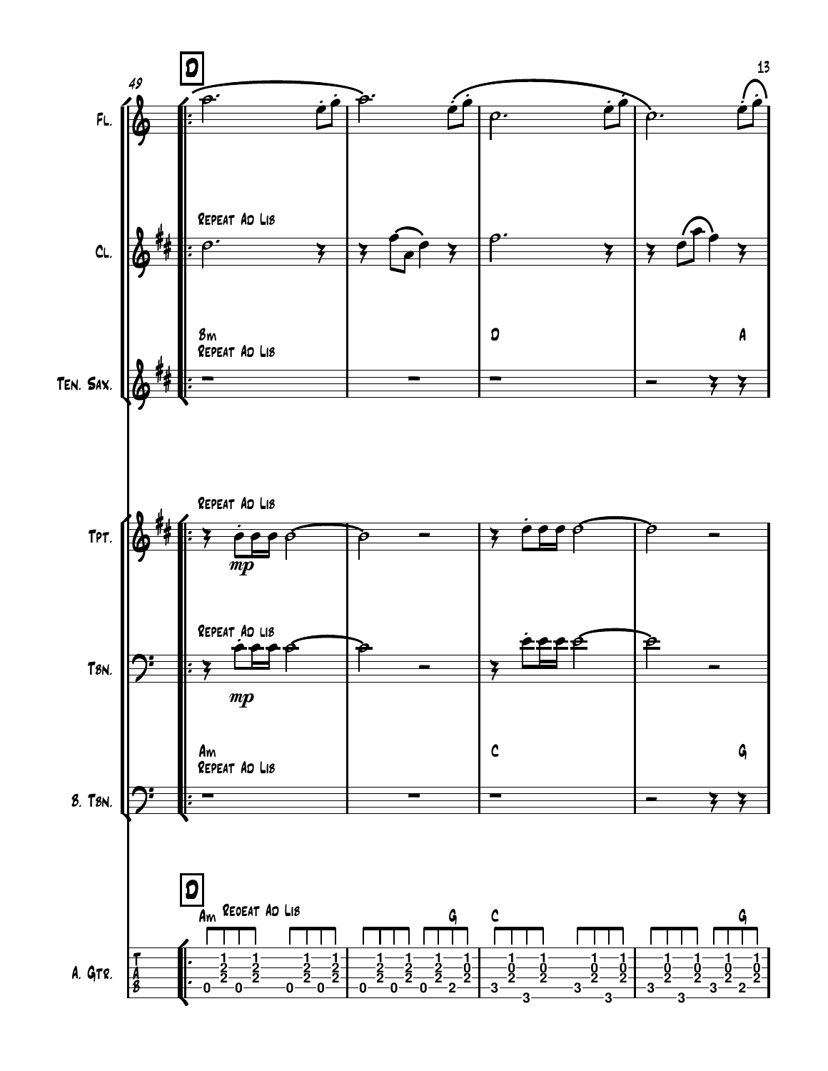**D**

Fl.

Cl. — Repeat Ad Lib

Ten. Sax. — Bm, Repeat Ad Lib — D — A

Tpt. — Repeat Ad Lib — *mp*

Tbn. — Repeat Ad lib — *mp*

B. Tbn. — Am, Repeat Ad Lib — C — G

**D**

A. Gtr. — Am Reoeat Ad Lib — G — C — G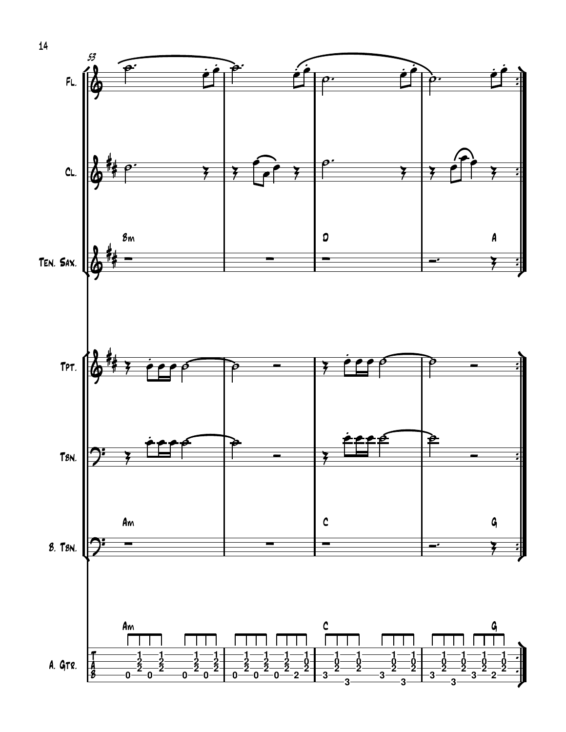53

Fl.

Cl.

Bm

D

A

Ten. Sax.

Tpt.

Tbn.

Am

C

G

B. Tbn.

Am

C

G

A. Gtr.